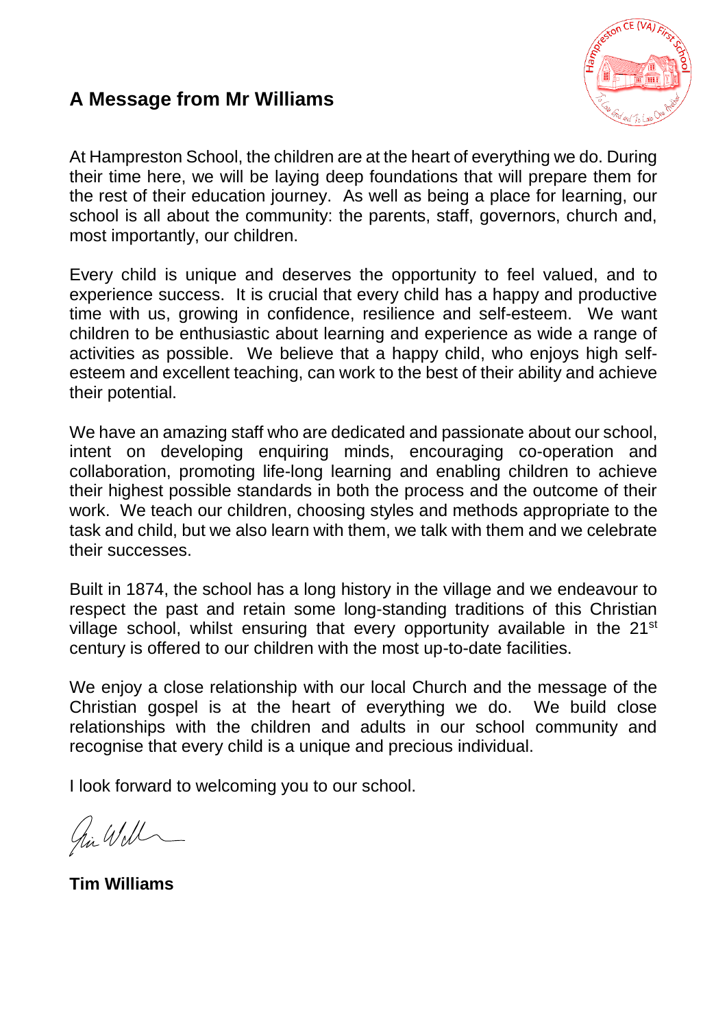## A Message from Mr Williams

At Hampreston School, the children are at the heart of everything we do. During their time here, we will be laying deep foundations that will prepare them for the rest of their education journey. As well as being a place for learning, our school is all about the community: the parents, staff, governors, church and, most importantly, our children.

Every child is unique and deserves the opportunity to feel valued, and to experience success. It is crucial that every child has a happy and productive time with us, growing in confidence, resilience and self-esteem. We want children to be enthusiastic about learning and experience as wide a range of activities as possible. We believe that a happy child, who enjoys high self-esteem and excellent teaching, can work to the best of their ability and achieve their potential.

We have an amazing staff who are dedicated and passionate about our school, intent on developing enquiring minds, encouraging co-operation and collaboration, promoting life-long learning and enabling children to achieve their highest possible standards in both the process and the outcome of their work. We teach our children, choosing styles and methods appropriate to the task and child, but we also learn with them, we talk with them and we celebrate their successes.

Built in 1874, the school has a long history in the village and we endeavour to respect the past and retain some long-standing traditions of this Christian village school, whilst ensuring that every opportunity available in the 21st century is offered to our children with the most up-to-date facilities.

We enjoy a close relationship with our local Church and the message of the Christian gospel is at the heart of everything we do. We build close relationships with the children and adults in our school community and recognise that every child is a unique and precious individual.

I look forward to welcoming you to our school.

**Tim Williams**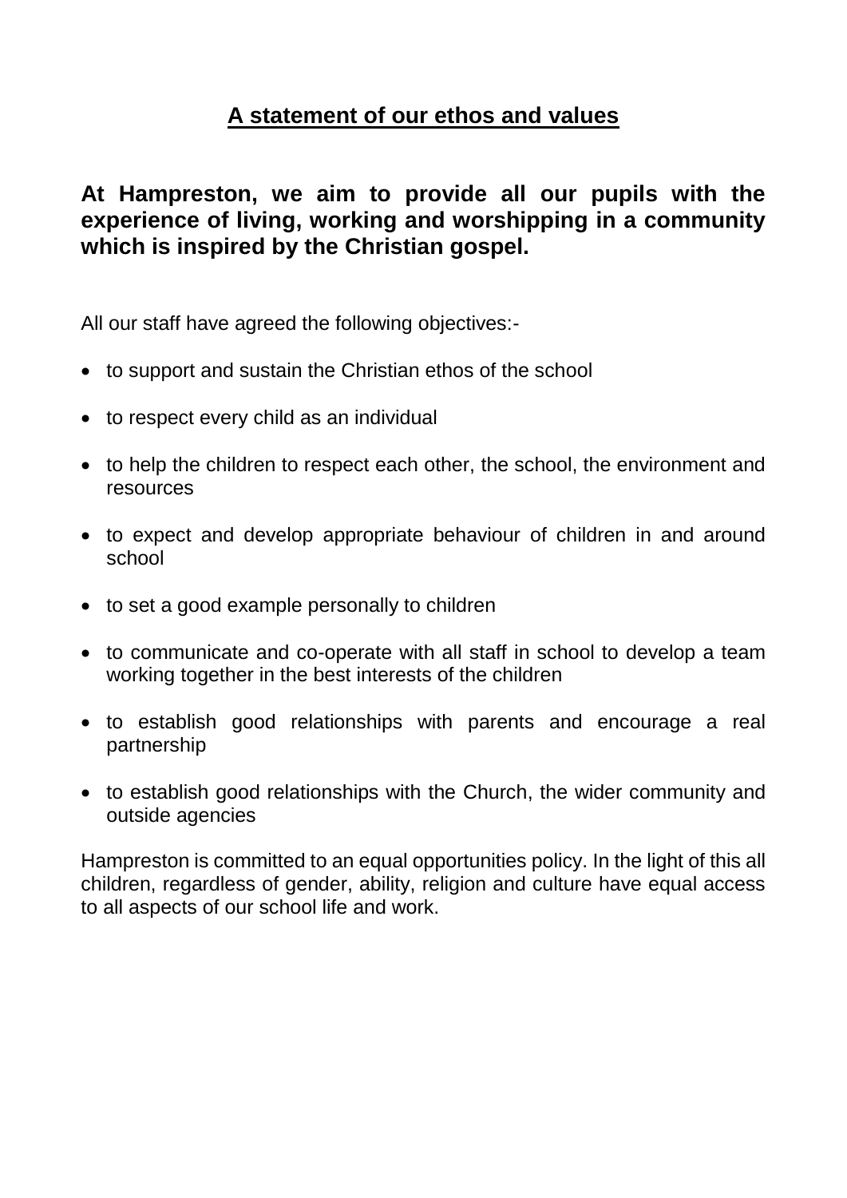## A statement of our ethos and values

**At Hampreston, we aim to provide all our pupils with the experience of living, working and worshipping in a community which is inspired by the Christian gospel.**

All our staff have agreed the following objectives:-

- to support and sustain the Christian ethos of the school
- to respect every child as an individual
- to help the children to respect each other, the school, the environment and resources
- to expect and develop appropriate behaviour of children in and around school
- to set a good example personally to children
- to communicate and co-operate with all staff in school to develop a team working together in the best interests of the children
- to establish good relationships with parents and encourage a real partnership
- to establish good relationships with the Church, the wider community and outside agencies

Hampreston is committed to an equal opportunities policy. In the light of this all children, regardless of gender, ability, religion and culture have equal access to all aspects of our school life and work.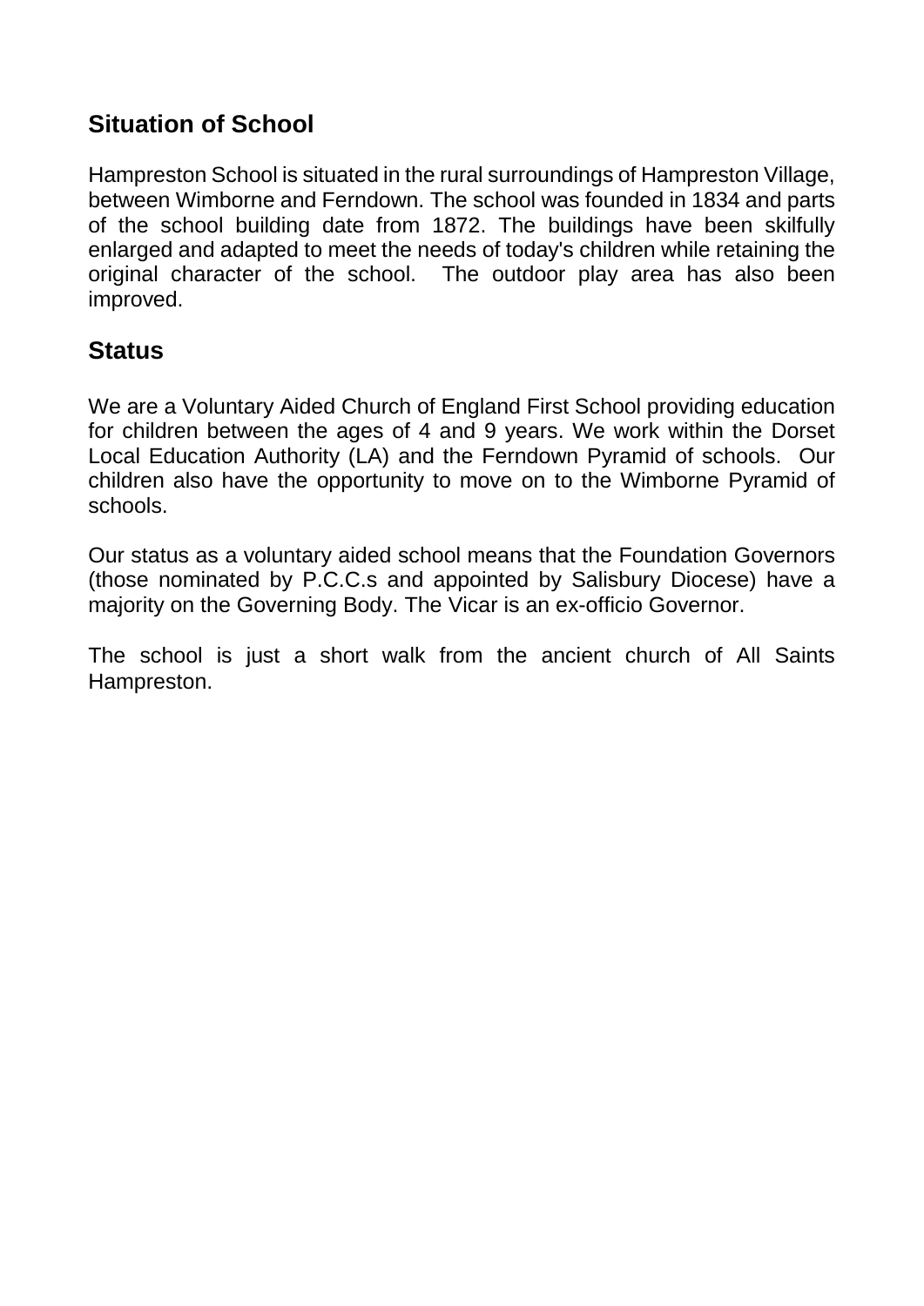## Situation of School

Hampreston School is situated in the rural surroundings of Hampreston Village, between Wimborne and Ferndown. The school was founded in 1834 and parts of the school building date from 1872. The buildings have been skilfully enlarged and adapted to meet the needs of today's children while retaining the original character of the school. The outdoor play area has also been improved.

## Status

We are a Voluntary Aided Church of England First School providing education for children between the ages of 4 and 9 years. We work within the Dorset Local Education Authority (LA) and the Ferndown Pyramid of schools. Our children also have the opportunity to move on to the Wimborne Pyramid of schools.

Our status as a voluntary aided school means that the Foundation Governors (those nominated by P.C.C.s and appointed by Salisbury Diocese) have a majority on the Governing Body. The Vicar is an ex-officio Governor.

The school is just a short walk from the ancient church of All Saints Hampreston.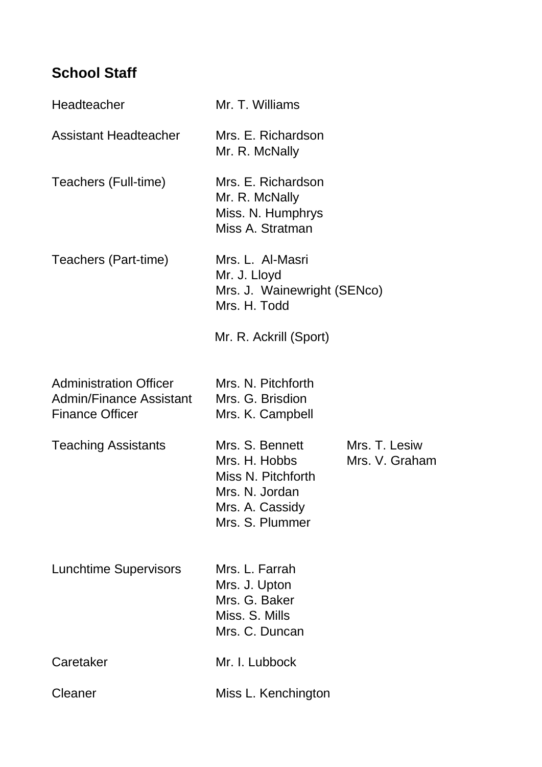## School Staff

| | |
|---|---|
| Headteacher | Mr. T. Williams |
| Assistant Headteacher | Mrs. E. Richardson<br>Mr. R. McNally |
| Teachers (Full-time) | Mrs. E. Richardson<br>Mr. R. McNally<br>Miss. N. Humphrys<br>Miss A. Stratman |
| Teachers (Part-time) | Mrs. L. Al-Masri<br>Mr. J. Lloyd<br>Mrs. J. Wainewright (SENco)<br>Mrs. H. Todd<br><br>Mr. R. Ackrill (Sport) |
| Administration Officer | Mrs. N. Pitchforth |
| Admin/Finance Assistant | Mrs. G. Brisdion |
| Finance Officer | Mrs. K. Campbell |
| Teaching Assistants | Mrs. S. Bennett<br>Mrs. H. Hobbs<br>Miss N. Pitchforth<br>Mrs. N. Jordan<br>Mrs. A. Cassidy<br>Mrs. S. Plummer<br>Mrs. T. Lesiw<br>Mrs. V. Graham |
| Lunchtime Supervisors | Mrs. L. Farrah<br>Mrs. J. Upton<br>Mrs. G. Baker<br>Miss. S. Mills<br>Mrs. C. Duncan |
| Caretaker | Mr. I. Lubbock |
| Cleaner | Miss L. Kenchington |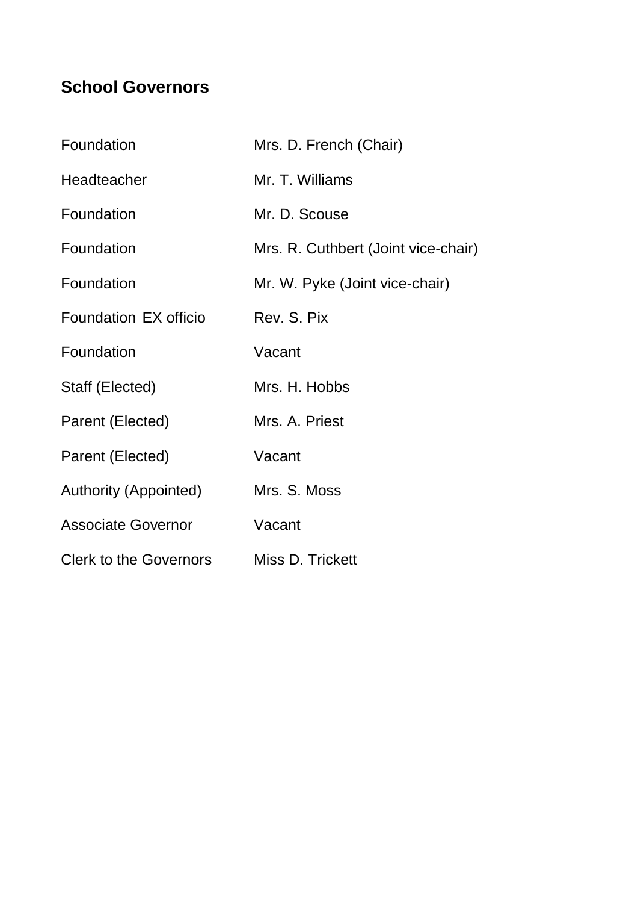## School Governors

| | |
|---|---|
| Foundation | Mrs. D. French (Chair) |
| Headteacher | Mr. T. Williams |
| Foundation | Mr. D. Scouse |
| Foundation | Mrs. R. Cuthbert (Joint vice-chair) |
| Foundation | Mr. W. Pyke (Joint vice-chair) |
| Foundation EX officio | Rev. S. Pix |
| Foundation | Vacant |
| Staff (Elected) | Mrs. H. Hobbs |
| Parent (Elected) | Mrs. A. Priest |
| Parent (Elected) | Vacant |
| Authority (Appointed) | Mrs. S. Moss |
| Associate Governor | Vacant |
| Clerk to the Governors | Miss D. Trickett |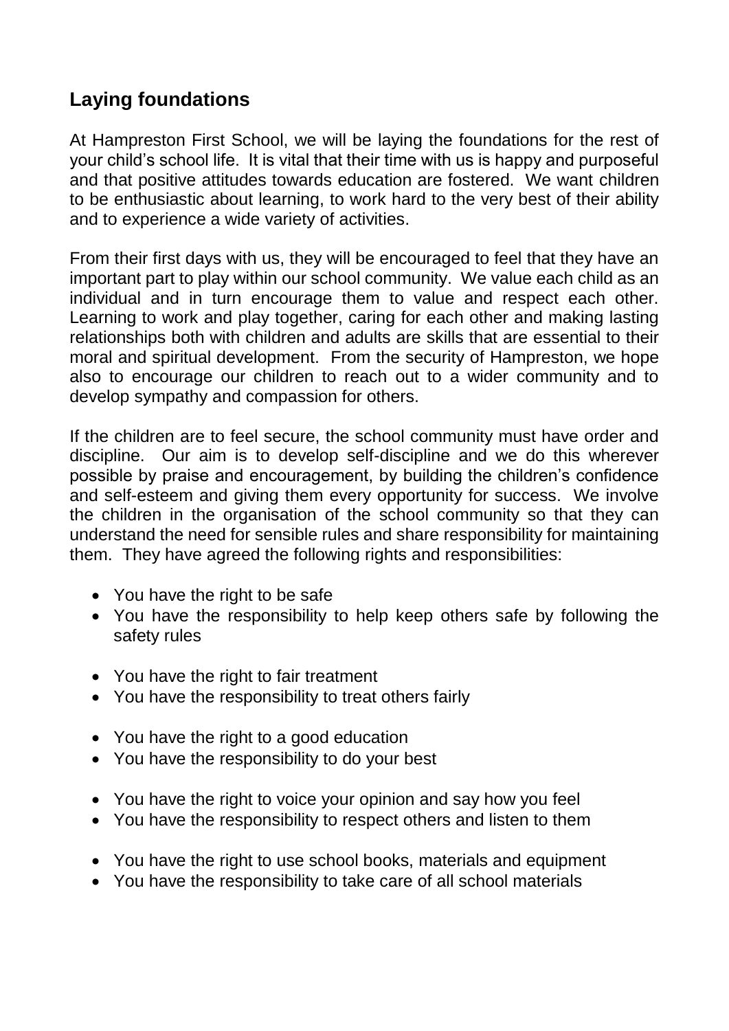## Laying foundations

At Hampreston First School, we will be laying the foundations for the rest of your child's school life. It is vital that their time with us is happy and purposeful and that positive attitudes towards education are fostered. We want children to be enthusiastic about learning, to work hard to the very best of their ability and to experience a wide variety of activities.

From their first days with us, they will be encouraged to feel that they have an important part to play within our school community. We value each child as an individual and in turn encourage them to value and respect each other. Learning to work and play together, caring for each other and making lasting relationships both with children and adults are skills that are essential to their moral and spiritual development. From the security of Hampreston, we hope also to encourage our children to reach out to a wider community and to develop sympathy and compassion for others.

If the children are to feel secure, the school community must have order and discipline. Our aim is to develop self-discipline and we do this wherever possible by praise and encouragement, by building the children's confidence and self-esteem and giving them every opportunity for success. We involve the children in the organisation of the school community so that they can understand the need for sensible rules and share responsibility for maintaining them. They have agreed the following rights and responsibilities:

- You have the right to be safe
- You have the responsibility to help keep others safe by following the safety rules

- You have the right to fair treatment
- You have the responsibility to treat others fairly

- You have the right to a good education
- You have the responsibility to do your best

- You have the right to voice your opinion and say how you feel
- You have the responsibility to respect others and listen to them

- You have the right to use school books, materials and equipment
- You have the responsibility to take care of all school materials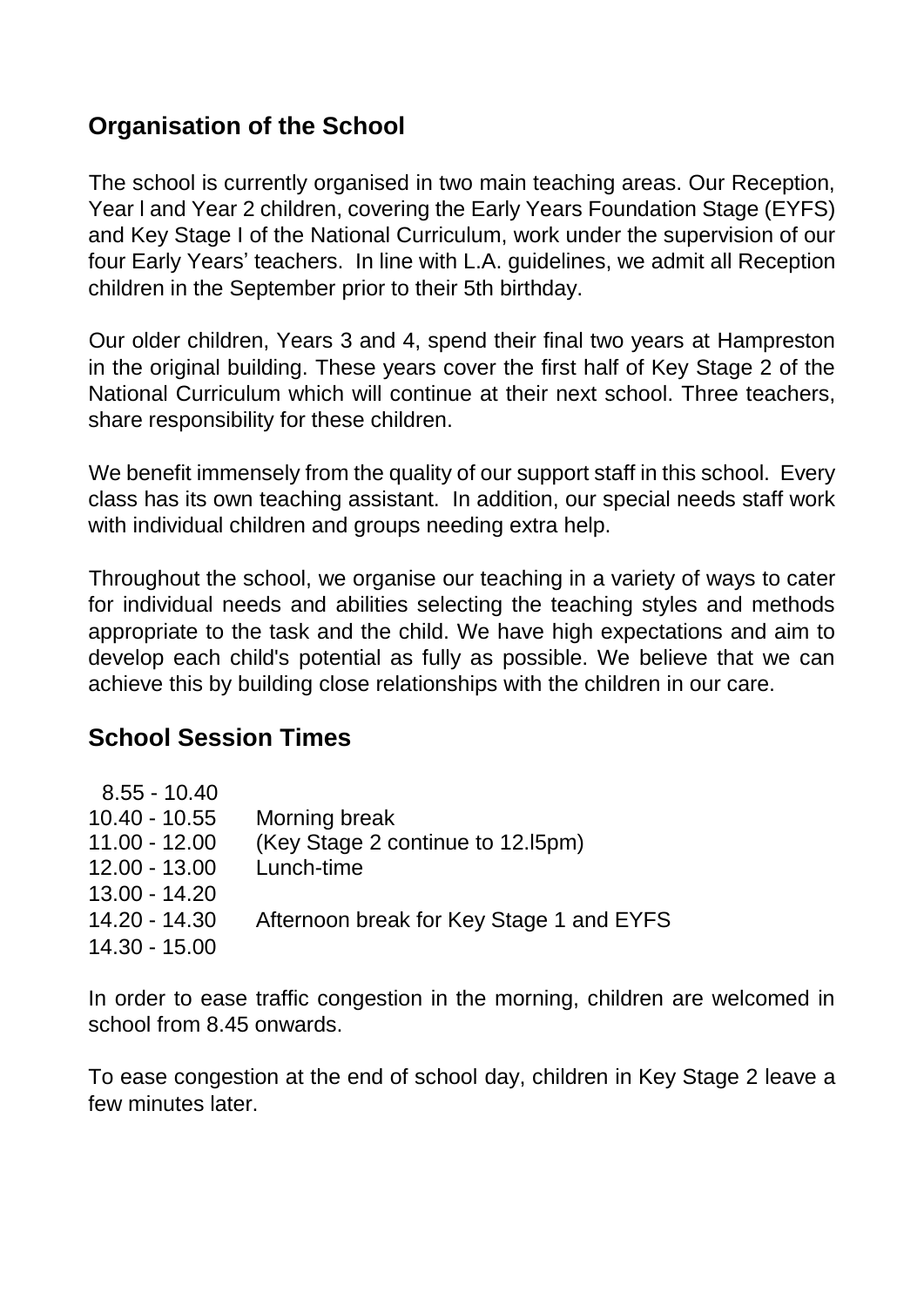## Organisation of the School

The school is currently organised in two main teaching areas. Our Reception, Year l and Year 2 children, covering the Early Years Foundation Stage (EYFS) and Key Stage I of the National Curriculum, work under the supervision of our four Early Years' teachers. In line with L.A. guidelines, we admit all Reception children in the September prior to their 5th birthday.

Our older children, Years 3 and 4, spend their final two years at Hampreston in the original building. These years cover the first half of Key Stage 2 of the National Curriculum which will continue at their next school. Three teachers, share responsibility for these children.

We benefit immensely from the quality of our support staff in this school. Every class has its own teaching assistant. In addition, our special needs staff work with individual children and groups needing extra help.

Throughout the school, we organise our teaching in a variety of ways to cater for individual needs and abilities selecting the teaching styles and methods appropriate to the task and the child. We have high expectations and aim to develop each child's potential as fully as possible. We believe that we can achieve this by building close relationships with the children in our care.

## School Session Times

| | |
|---|---|
| 8.55 - 10.40 | |
| 10.40 - 10.55 | Morning break |
| 11.00 - 12.00 | (Key Stage 2 continue to 12.l5pm) |
| 12.00 - 13.00 | Lunch-time |
| 13.00 - 14.20 | |
| 14.20 - 14.30 | Afternoon break for Key Stage 1 and EYFS |
| 14.30 - 15.00 | |

In order to ease traffic congestion in the morning, children are welcomed in school from 8.45 onwards.

To ease congestion at the end of school day, children in Key Stage 2 leave a few minutes later.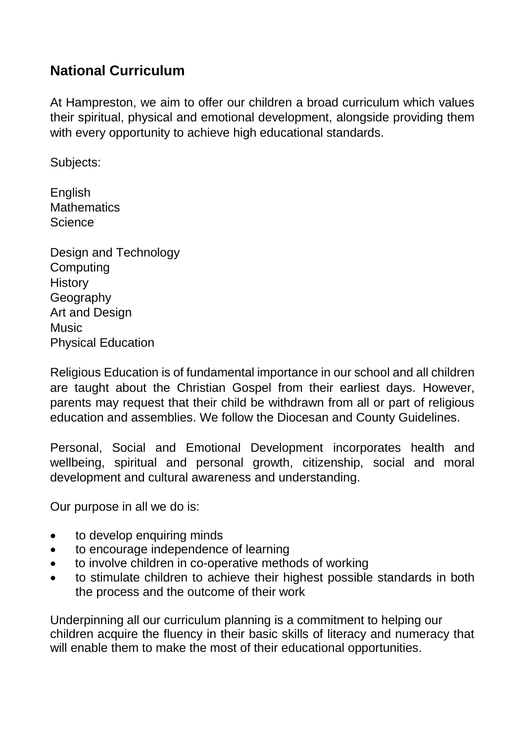## National Curriculum

At Hampreston, we aim to offer our children a broad curriculum which values their spiritual, physical and emotional development, alongside providing them with every opportunity to achieve high educational standards.

Subjects:

English
Mathematics
Science

Design and Technology
Computing
History
Geography
Art and Design
Music
Physical Education

Religious Education is of fundamental importance in our school and all children are taught about the Christian Gospel from their earliest days. However, parents may request that their child be withdrawn from all or part of religious education and assemblies. We follow the Diocesan and County Guidelines.

Personal, Social and Emotional Development incorporates health and wellbeing, spiritual and personal growth, citizenship, social and moral development and cultural awareness and understanding.

Our purpose in all we do is:

- to develop enquiring minds
- to encourage independence of learning
- to involve children in co-operative methods of working
- to stimulate children to achieve their highest possible standards in both the process and the outcome of their work

Underpinning all our curriculum planning is a commitment to helping our children acquire the fluency in their basic skills of literacy and numeracy that will enable them to make the most of their educational opportunities.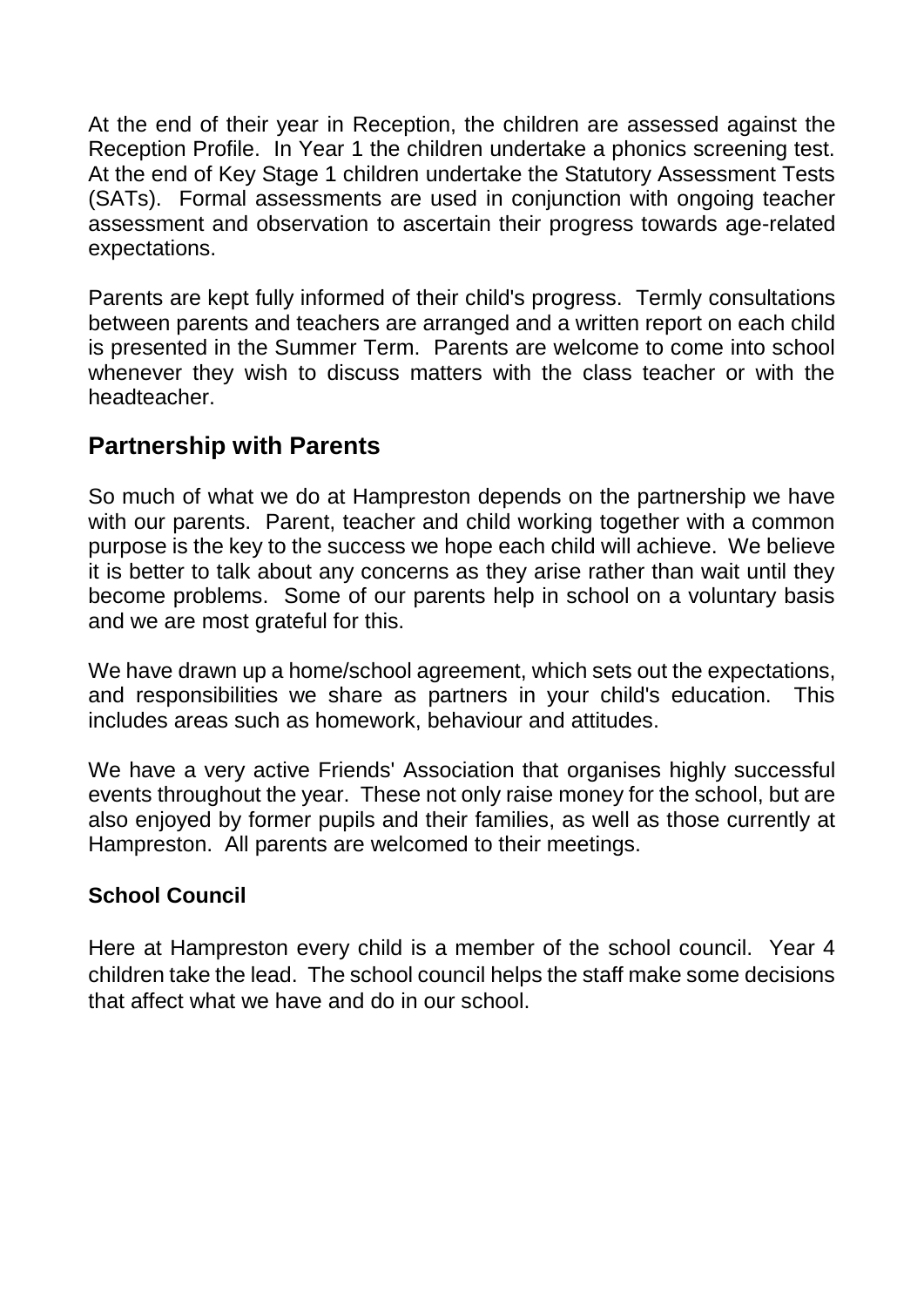At the end of their year in Reception, the children are assessed against the Reception Profile. In Year 1 the children undertake a phonics screening test. At the end of Key Stage 1 children undertake the Statutory Assessment Tests (SATs). Formal assessments are used in conjunction with ongoing teacher assessment and observation to ascertain their progress towards age-related expectations.

Parents are kept fully informed of their child's progress. Termly consultations between parents and teachers are arranged and a written report on each child is presented in the Summer Term. Parents are welcome to come into school whenever they wish to discuss matters with the class teacher or with the headteacher.

## Partnership with Parents

So much of what we do at Hampreston depends on the partnership we have with our parents. Parent, teacher and child working together with a common purpose is the key to the success we hope each child will achieve. We believe it is better to talk about any concerns as they arise rather than wait until they become problems. Some of our parents help in school on a voluntary basis and we are most grateful for this.

We have drawn up a home/school agreement, which sets out the expectations, and responsibilities we share as partners in your child's education. This includes areas such as homework, behaviour and attitudes.

We have a very active Friends' Association that organises highly successful events throughout the year. These not only raise money for the school, but are also enjoyed by former pupils and their families, as well as those currently at Hampreston. All parents are welcomed to their meetings.

### School Council

Here at Hampreston every child is a member of the school council. Year 4 children take the lead. The school council helps the staff make some decisions that affect what we have and do in our school.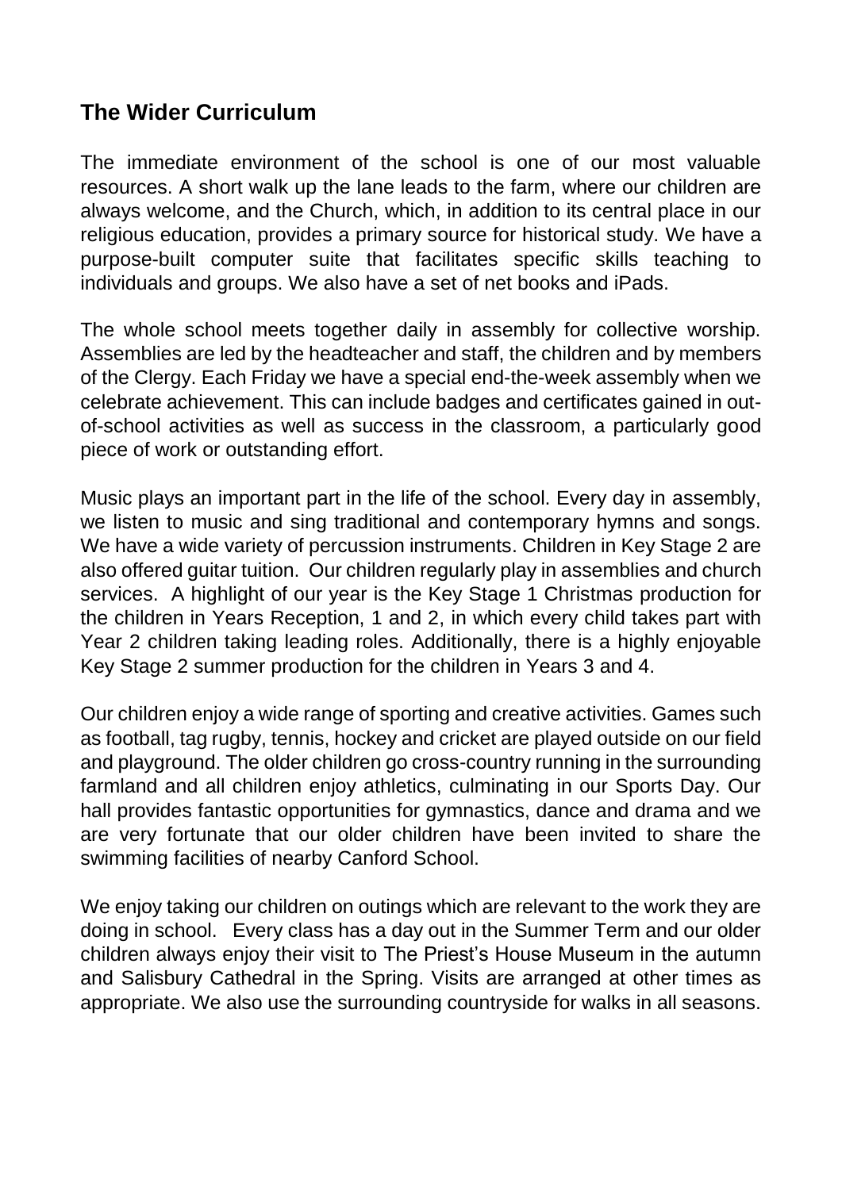## The Wider Curriculum

The immediate environment of the school is one of our most valuable resources. A short walk up the lane leads to the farm, where our children are always welcome, and the Church, which, in addition to its central place in our religious education, provides a primary source for historical study. We have a purpose-built computer suite that facilitates specific skills teaching to individuals and groups. We also have a set of net books and iPads.

The whole school meets together daily in assembly for collective worship. Assemblies are led by the headteacher and staff, the children and by members of the Clergy. Each Friday we have a special end-the-week assembly when we celebrate achievement. This can include badges and certificates gained in out-of-school activities as well as success in the classroom, a particularly good piece of work or outstanding effort.

Music plays an important part in the life of the school. Every day in assembly, we listen to music and sing traditional and contemporary hymns and songs. We have a wide variety of percussion instruments. Children in Key Stage 2 are also offered guitar tuition. Our children regularly play in assemblies and church services. A highlight of our year is the Key Stage 1 Christmas production for the children in Years Reception, 1 and 2, in which every child takes part with Year 2 children taking leading roles. Additionally, there is a highly enjoyable Key Stage 2 summer production for the children in Years 3 and 4.

Our children enjoy a wide range of sporting and creative activities. Games such as football, tag rugby, tennis, hockey and cricket are played outside on our field and playground. The older children go cross-country running in the surrounding farmland and all children enjoy athletics, culminating in our Sports Day. Our hall provides fantastic opportunities for gymnastics, dance and drama and we are very fortunate that our older children have been invited to share the swimming facilities of nearby Canford School.

We enjoy taking our children on outings which are relevant to the work they are doing in school. Every class has a day out in the Summer Term and our older children always enjoy their visit to The Priest's House Museum in the autumn and Salisbury Cathedral in the Spring. Visits are arranged at other times as appropriate. We also use the surrounding countryside for walks in all seasons.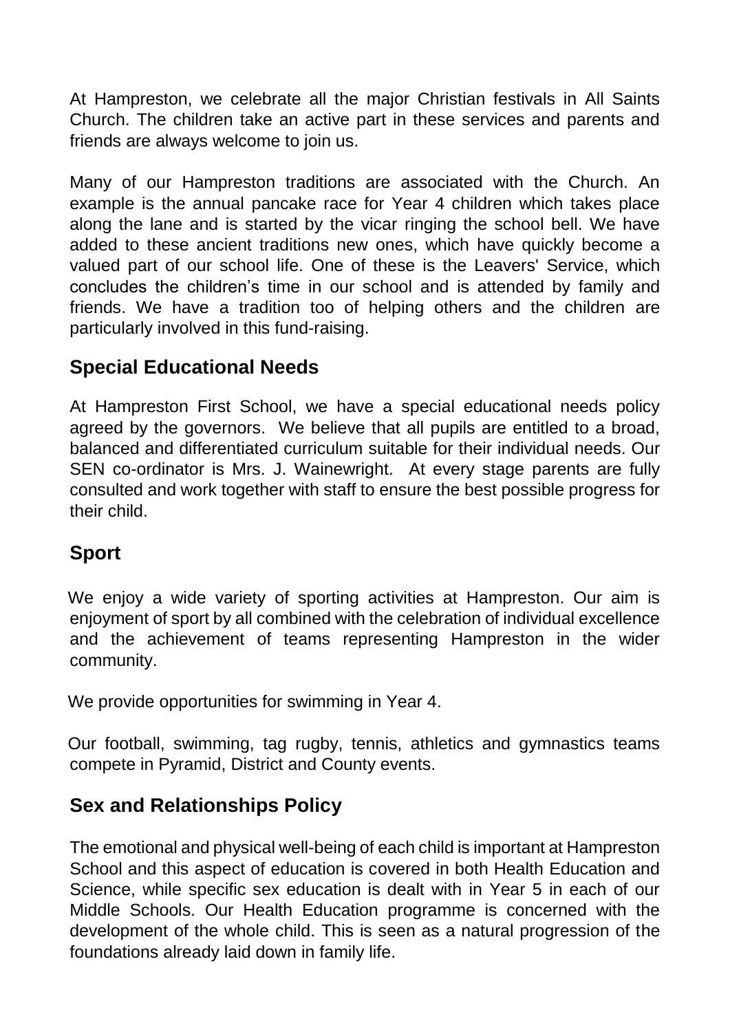At Hampreston, we celebrate all the major Christian festivals in All Saints Church. The children take an active part in these services and parents and friends are always welcome to join us.

Many of our Hampreston traditions are associated with the Church. An example is the annual pancake race for Year 4 children which takes place along the lane and is started by the vicar ringing the school bell. We have added to these ancient traditions new ones, which have quickly become a valued part of our school life. One of these is the Leavers' Service, which concludes the children's time in our school and is attended by family and friends. We have a tradition too of helping others and the children are particularly involved in this fund-raising.

## Special Educational Needs

At Hampreston First School, we have a special educational needs policy agreed by the governors. We believe that all pupils are entitled to a broad, balanced and differentiated curriculum suitable for their individual needs. Our SEN co-ordinator is Mrs. J. Wainewright. At every stage parents are fully consulted and work together with staff to ensure the best possible progress for their child.

## Sport

We enjoy a wide variety of sporting activities at Hampreston. Our aim is enjoyment of sport by all combined with the celebration of individual excellence and the achievement of teams representing Hampreston in the wider community.

We provide opportunities for swimming in Year 4.

Our football, swimming, tag rugby, tennis, athletics and gymnastics teams compete in Pyramid, District and County events.

## Sex and Relationships Policy

The emotional and physical well-being of each child is important at Hampreston School and this aspect of education is covered in both Health Education and Science, while specific sex education is dealt with in Year 5 in each of our Middle Schools. Our Health Education programme is concerned with the development of the whole child. This is seen as a natural progression of the foundations already laid down in family life.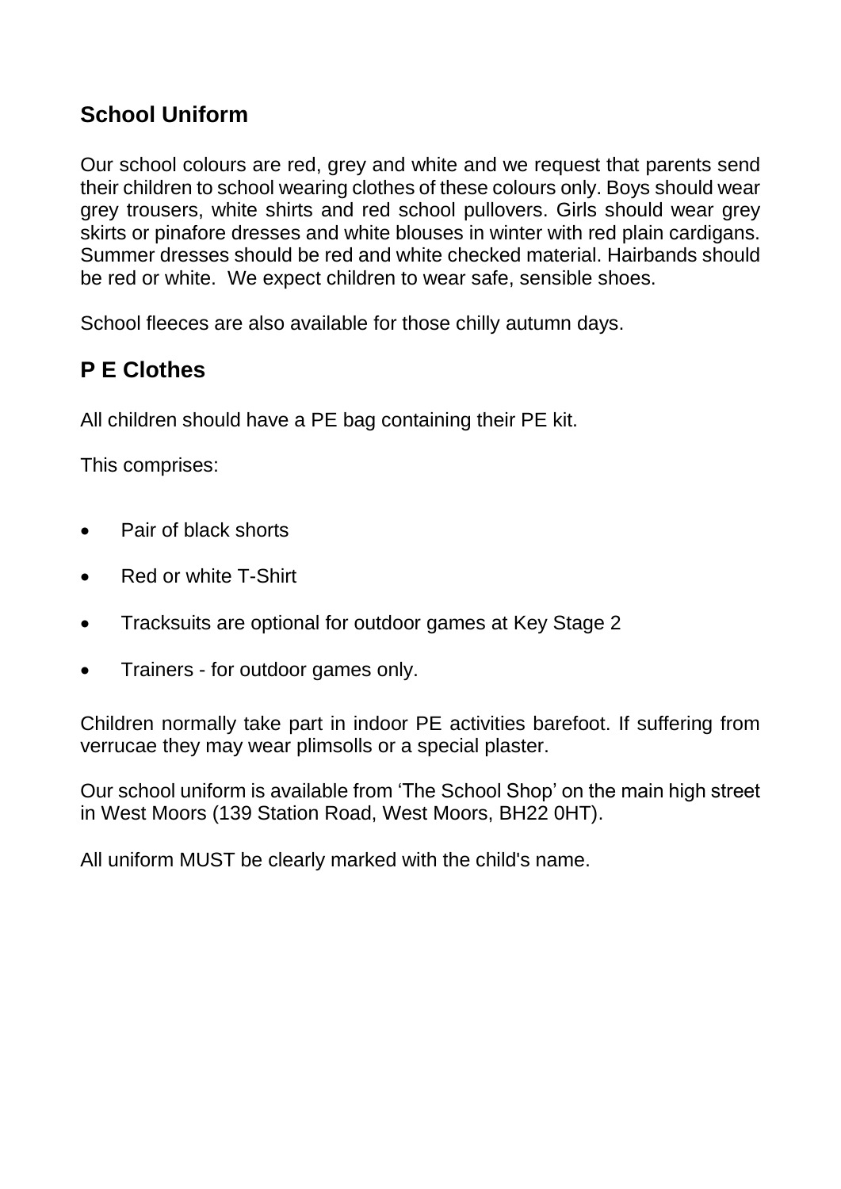## School Uniform

Our school colours are red, grey and white and we request that parents send their children to school wearing clothes of these colours only. Boys should wear grey trousers, white shirts and red school pullovers. Girls should wear grey skirts or pinafore dresses and white blouses in winter with red plain cardigans. Summer dresses should be red and white checked material. Hairbands should be red or white. We expect children to wear safe, sensible shoes.

School fleeces are also available for those chilly autumn days.

## P E Clothes

All children should have a PE bag containing their PE kit.

This comprises:

- Pair of black shorts
- Red or white T-Shirt
- Tracksuits are optional for outdoor games at Key Stage 2
- Trainers - for outdoor games only.

Children normally take part in indoor PE activities barefoot. If suffering from verrucae they may wear plimsolls or a special plaster.

Our school uniform is available from 'The School Shop' on the main high street in West Moors (139 Station Road, West Moors, BH22 0HT).

All uniform MUST be clearly marked with the child's name.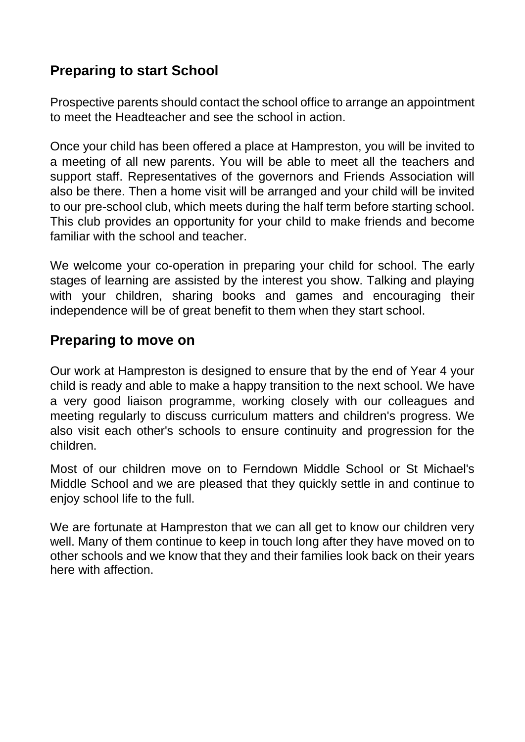## Preparing to start School

Prospective parents should contact the school office to arrange an appointment to meet the Headteacher and see the school in action.

Once your child has been offered a place at Hampreston, you will be invited to a meeting of all new parents. You will be able to meet all the teachers and support staff. Representatives of the governors and Friends Association will also be there. Then a home visit will be arranged and your child will be invited to our pre-school club, which meets during the half term before starting school. This club provides an opportunity for your child to make friends and become familiar with the school and teacher.

We welcome your co-operation in preparing your child for school. The early stages of learning are assisted by the interest you show. Talking and playing with your children, sharing books and games and encouraging their independence will be of great benefit to them when they start school.

## Preparing to move on

Our work at Hampreston is designed to ensure that by the end of Year 4 your child is ready and able to make a happy transition to the next school. We have a very good liaison programme, working closely with our colleagues and meeting regularly to discuss curriculum matters and children's progress. We also visit each other's schools to ensure continuity and progression for the children.

Most of our children move on to Ferndown Middle School or St Michael's Middle School and we are pleased that they quickly settle in and continue to enjoy school life to the full.

We are fortunate at Hampreston that we can all get to know our children very well. Many of them continue to keep in touch long after they have moved on to other schools and we know that they and their families look back on their years here with affection.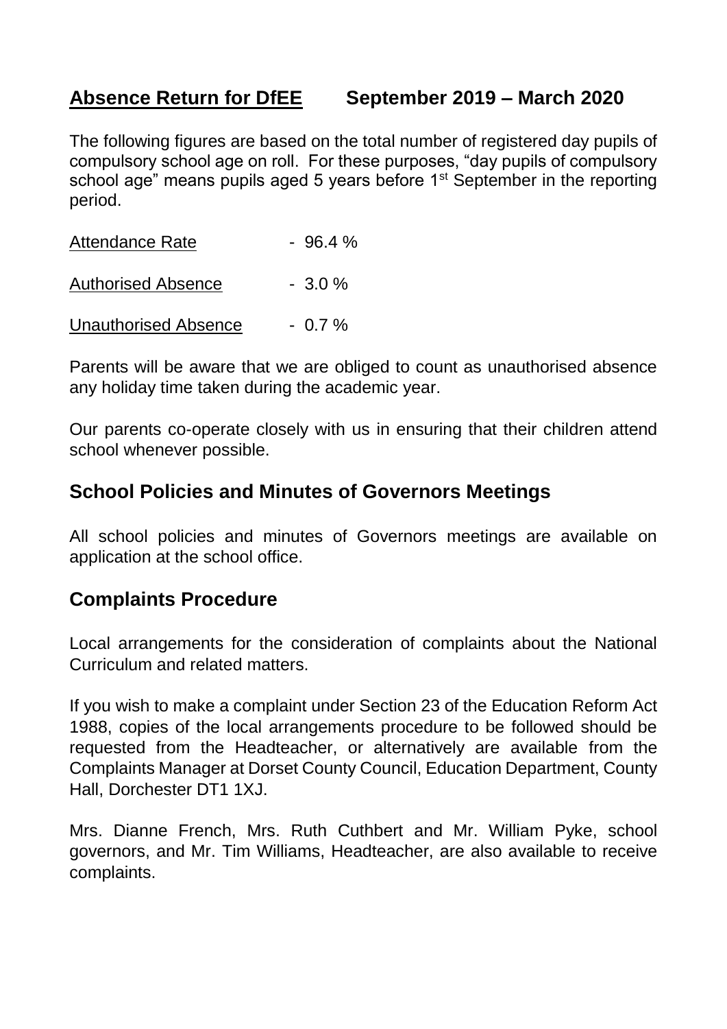## Absence Return for DfEE September 2019 – March 2020

The following figures are based on the total number of registered day pupils of compulsory school age on roll. For these purposes, "day pupils of compulsory school age" means pupils aged 5 years before 1st September in the reporting period.

Attendance Rate - 96.4 %

Authorised Absence - 3.0 %

Unauthorised Absence - 0.7 %

Parents will be aware that we are obliged to count as unauthorised absence any holiday time taken during the academic year.

Our parents co-operate closely with us in ensuring that their children attend school whenever possible.

## School Policies and Minutes of Governors Meetings

All school policies and minutes of Governors meetings are available on application at the school office.

## Complaints Procedure

Local arrangements for the consideration of complaints about the National Curriculum and related matters.

If you wish to make a complaint under Section 23 of the Education Reform Act 1988, copies of the local arrangements procedure to be followed should be requested from the Headteacher, or alternatively are available from the Complaints Manager at Dorset County Council, Education Department, County Hall, Dorchester DT1 1XJ.

Mrs. Dianne French, Mrs. Ruth Cuthbert and Mr. William Pyke, school governors, and Mr. Tim Williams, Headteacher, are also available to receive complaints.